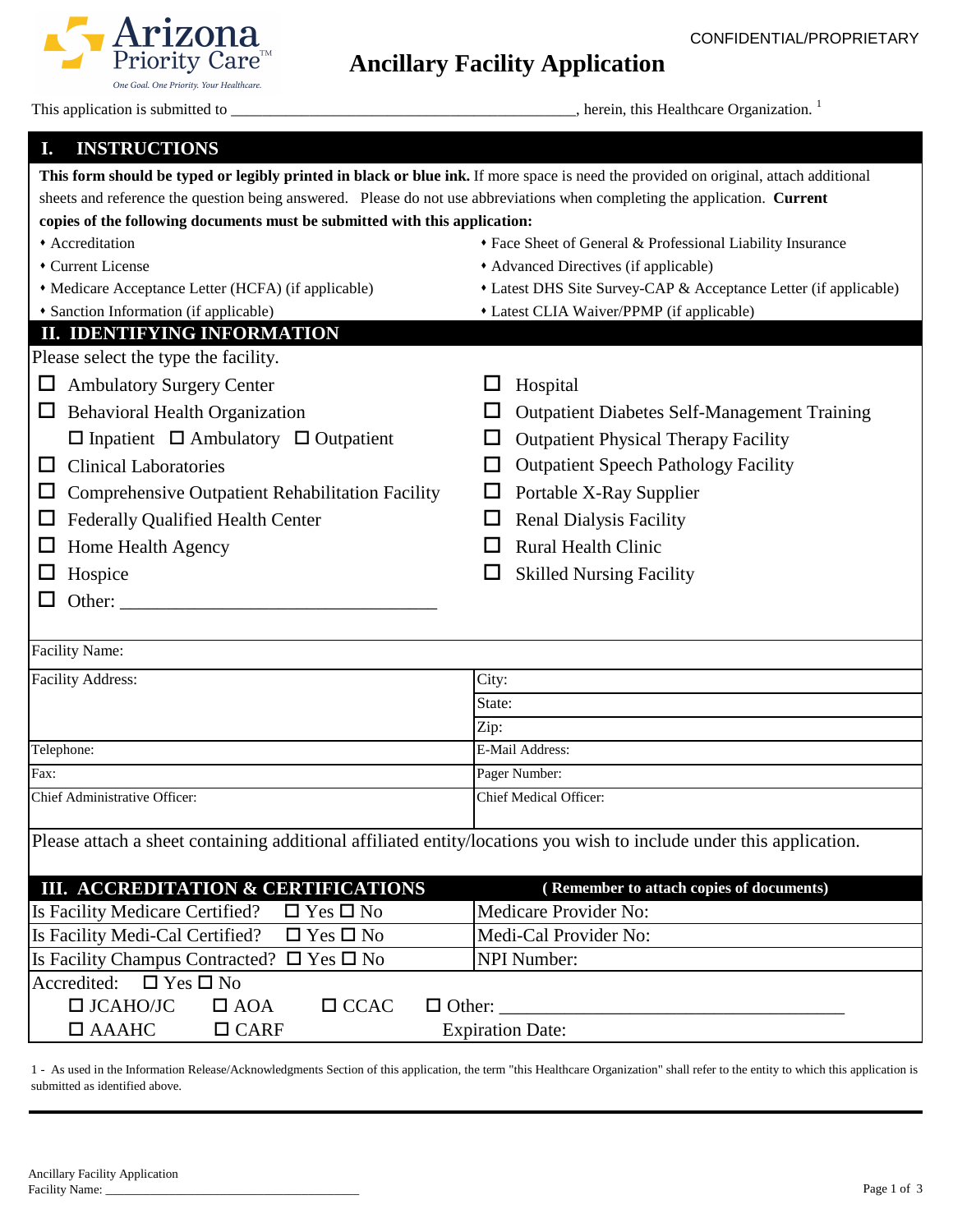Arizona Priority Care™
*One Goal. One Priority. Your Healthcare.*

CONFIDENTIAL/PROPRIETARY

# Ancillary Facility Application

This application is submitted to ____________________________________________, herein, this Healthcare Organization. [1]

## I. INSTRUCTIONS

**This form should be typed or legibly printed in black or blue ink.** If more space is need the provided on original, attach additional sheets and reference the question being answered. Please do not use abbreviations when completing the application. **Current copies of the following documents must be submitted with this application:**

- Accreditation
- Current License
- Medicare Acceptance Letter (HCFA) (if applicable)
- Sanction Information (if applicable)
- Face Sheet of General & Professional Liability Insurance
- Advanced Directives (if applicable)
- Latest DHS Site Survey-CAP & Acceptance Letter (if applicable)
- Latest CLIA Waiver/PPMP (if applicable)

## II. IDENTIFYING INFORMATION

Please select the type the facility.

- ☐ Ambulatory Surgery Center
- ☐ Behavioral Health Organization
  - ☐ Inpatient ☐ Ambulatory ☐ Outpatient
- ☐ Clinical Laboratories
- ☐ Comprehensive Outpatient Rehabilitation Facility
- ☐ Federally Qualified Health Center
- ☐ Home Health Agency
- ☐ Hospice
- ☐ Other: ___________________________________
- ☐ Hospital
- ☐ Outpatient Diabetes Self-Management Training
- ☐ Outpatient Physical Therapy Facility
- ☐ Outpatient Speech Pathology Facility
- ☐ Portable X-Ray Supplier
- ☐ Renal Dialysis Facility
- ☐ Rural Health Clinic
- ☐ Skilled Nursing Facility

| Facility Name: | |
|---|---|
| Facility Address: | City: |
| | State: |
| | Zip: |
| Telephone: | E-Mail Address: |
| Fax: | Pager Number: |
| Chief Administrative Officer: | Chief Medical Officer: |

Please attach a sheet containing additional affiliated entity/locations you wish to include under this application.

## III. ACCREDITATION & CERTIFICATIONS

**( Remember to attach copies of documents)**

| | |
|---|---|
| Is Facility Medicare Certified? ☐ Yes ☐ No | Medicare Provider No: |
| Is Facility Medi-Cal Certified? ☐ Yes ☐ No | Medi-Cal Provider No: |
| Is Facility Champus Contracted? ☐ Yes ☐ No | NPI Number: |

Accredited: ☐ Yes ☐ No

☐ JCAHO/JC ☐ AOA ☐ CCAC ☐ Other: ______________________________________

☐ AAAHC ☐ CARF Expiration Date:

1 - As used in the Information Release/Acknowledgments Section of this application, the term "this Healthcare Organization" shall refer to the entity to which this application is submitted as identified above.

Ancillary Facility Application
Facility Name: _________________________________________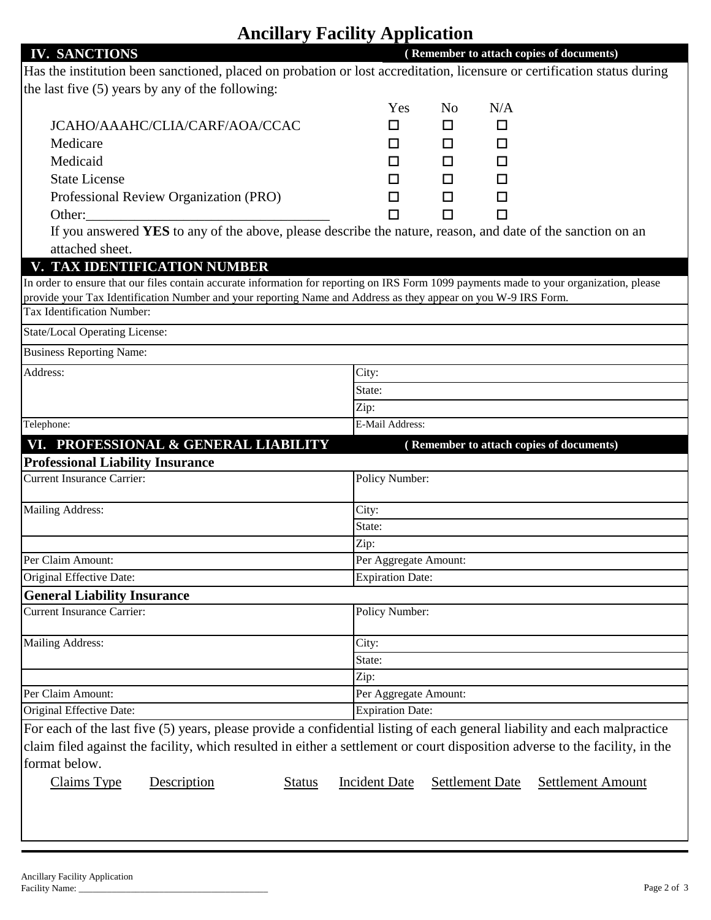# Ancillary Facility Application

## IV. SANCTIONS

**( Remember to attach copies of documents)**

Has the institution been sanctioned, placed on probation or lost accreditation, licensure or certification status during the last five (5) years by any of the following:

| | Yes | No | N/A |
|---|---|---|---|
| JCAHO/AAAHC/CLIA/CARF/AOA/CCAC | ☐ | ☐ | ☐ |
| Medicare | ☐ | ☐ | ☐ |
| Medicaid | ☐ | ☐ | ☐ |
| State License | ☐ | ☐ | ☐ |
| Professional Review Organization (PRO) | ☐ | ☐ | ☐ |
| Other:_________________________________ | ☐ | ☐ | ☐ |

If you answered **YES** to any of the above, please describe the nature, reason, and date of the sanction on an attached sheet.

## V. TAX IDENTIFICATION NUMBER

In order to ensure that our files contain accurate information for reporting on IRS Form 1099 payments made to your organization, please provide your Tax Identification Number and your reporting Name and Address as they appear on you W-9 IRS Form.

| | |
|---|---|
| Tax Identification Number: | |
| State/Local Operating License: | |
| Business Reporting Name: | |
| Address: | City: |
| | State: |
| | Zip: |
| Telephone: | E-Mail Address: |

## VI. PROFESSIONAL & GENERAL LIABILITY

**( Remember to attach copies of documents)**

### Professional Liability Insurance

| | |
|---|---|
| Current Insurance Carrier: | Policy Number: |
| Mailing Address: | City: |
| | State: |
| | Zip: |
| Per Claim Amount: | Per Aggregate Amount: |
| Original Effective Date: | Expiration Date: |

### General Liability Insurance

| | |
|---|---|
| Current Insurance Carrier: | Policy Number: |
| Mailing Address: | City: |
| | State: |
| | Zip: |
| Per Claim Amount: | Per Aggregate Amount: |
| Original Effective Date: | Expiration Date: |

For each of the last five (5) years, please provide a confidential listing of each general liability and each malpractice claim filed against the facility, which resulted in either a settlement or court disposition adverse to the facility, in the format below.

| Claims Type | Description | Status | Incident Date | Settlement Date | Settlement Amount |
|---|---|---|---|---|---|
| | | | | | |

Ancillary Facility Application
Facility Name: ________________________________________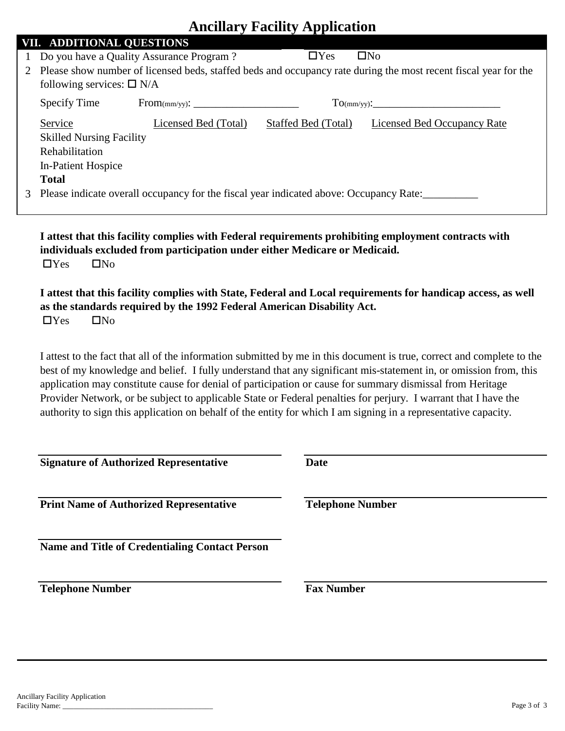# Ancillary Facility Application

## VII. ADDITIONAL QUESTIONS

1. Do you have a Quality Assurance Program ? ☐Yes ☐No
2. Please show number of licensed beds, staffed beds and occupancy rate during the most recent fiscal year for the following services: ☐ N/A

Specify Time From(mm/yy): ____________________ To(mm/yy):________________________

| Service | Licensed Bed (Total) | Staffed Bed (Total) | Licensed Bed Occupancy Rate |
|---|---|---|---|
| Skilled Nursing Facility | | | |
| Rehabilitation | | | |
| In-Patient Hospice | | | |
| **Total** | | | |

3. Please indicate overall occupancy for the fiscal year indicated above: Occupancy Rate:__________

**I attest that this facility complies with Federal requirements prohibiting employment contracts with individuals excluded from participation under either Medicare or Medicaid.**

☐Yes ☐No

**I attest that this facility complies with State, Federal and Local requirements for handicap access, as well as the standards required by the 1992 Federal American Disability Act.**

☐Yes ☐No

I attest to the fact that all of the information submitted by me in this document is true, correct and complete to the best of my knowledge and belief. I fully understand that any significant mis-statement in, or omission from, this application may constitute cause for denial of participation or cause for summary dismissal from Heritage Provider Network, or be subject to applicable State or Federal penalties for perjury. I warrant that I have the authority to sign this application on behalf of the entity for which I am signing in a representative capacity.

**Signature of Authorized Representative** ____________________ **Date** ____________________

**Print Name of Authorized Representative** ____________________ **Telephone Number** ____________________

**Name and Title of Credentialing Contact Person** ____________________

**Telephone Number** ____________________ **Fax Number** ____________________

Ancillary Facility Application
Facility Name: ________________________________________